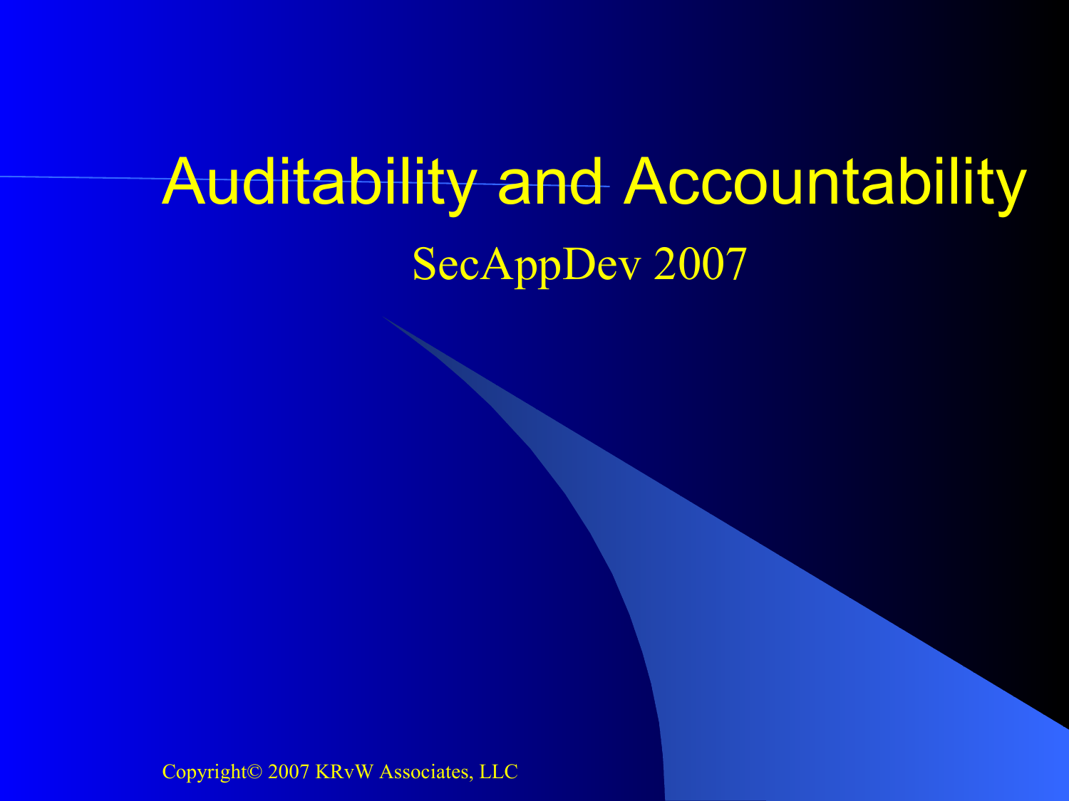# Auditability and Accountability

SecAppDev 2007

Copyright© 2007 KRvW Associates, LLC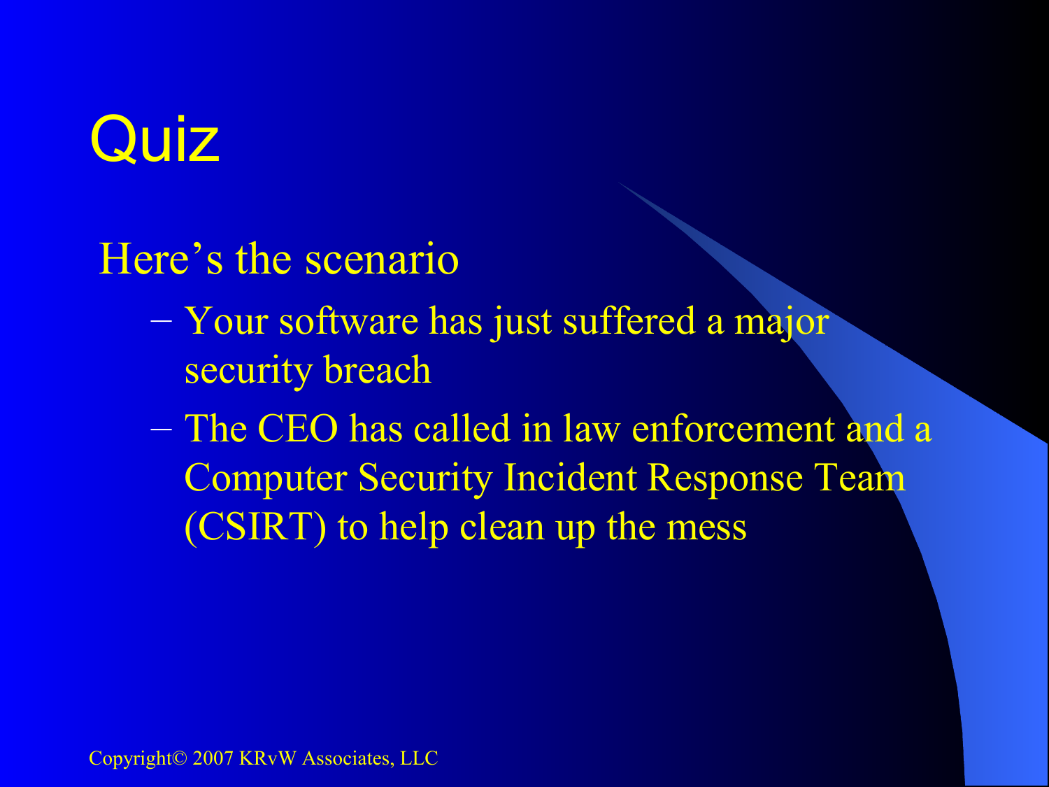# Quiz

Here's the scenario

- Your software has just suffered a major security breach
- The CEO has called in law enforcement and a Computer Security Incident Response Team (CSIRT) to help clean up the mess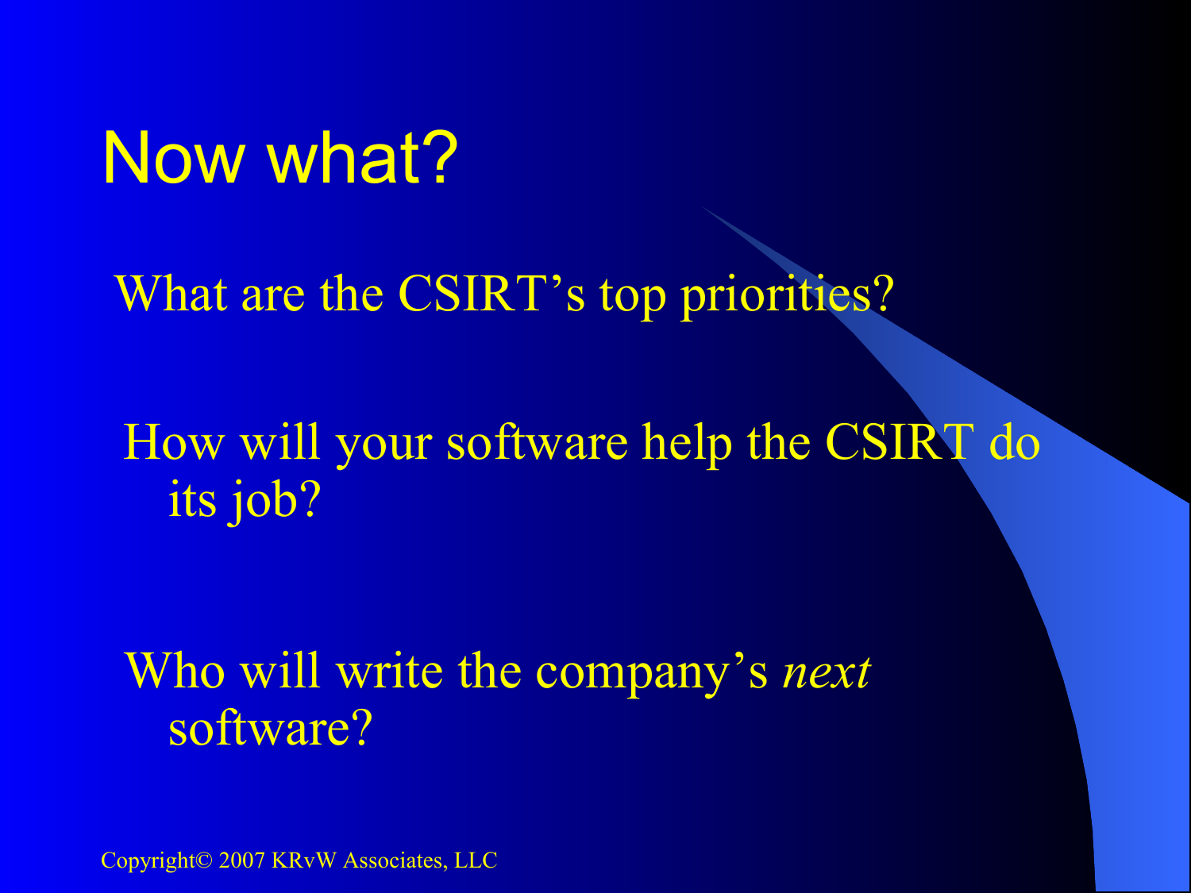# Now what?

What are the CSIRT's top priorities?

How will your software help the CSIRT do its job?

Who will write the company's *next* software?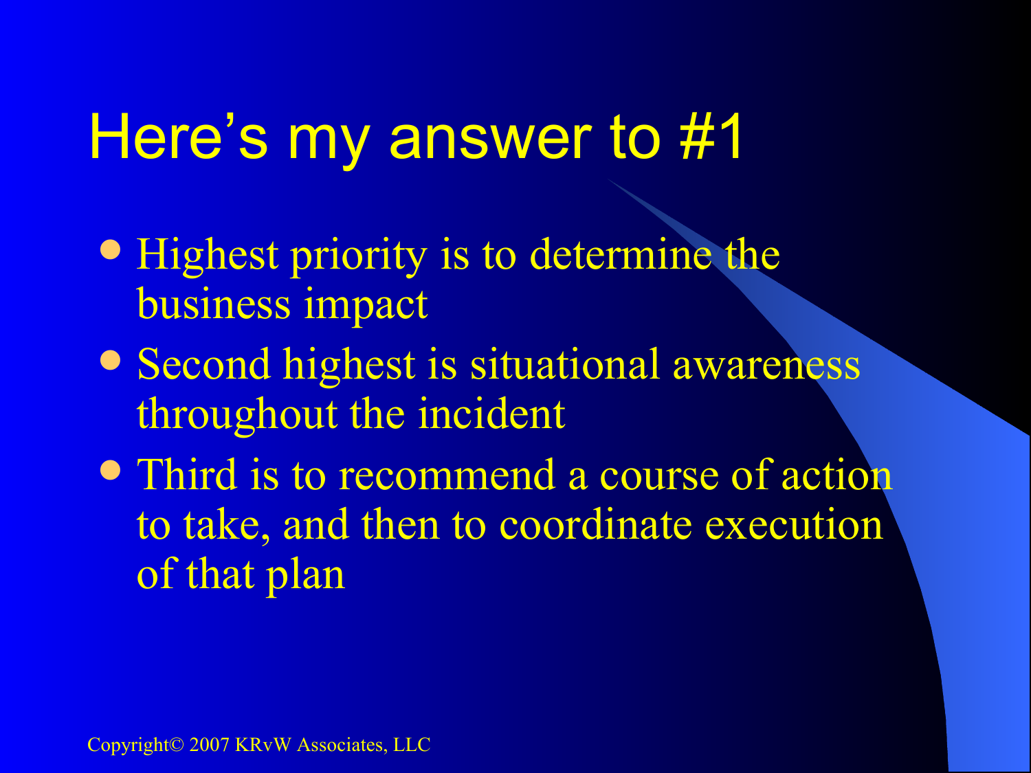# Here's my answer to #1

- Highest priority is to determine the business impact
- Second highest is situational awareness throughout the incident
- Third is to recommend a course of action to take, and then to coordinate execution of that plan

Copyright© 2007 KRvW Associates, LLC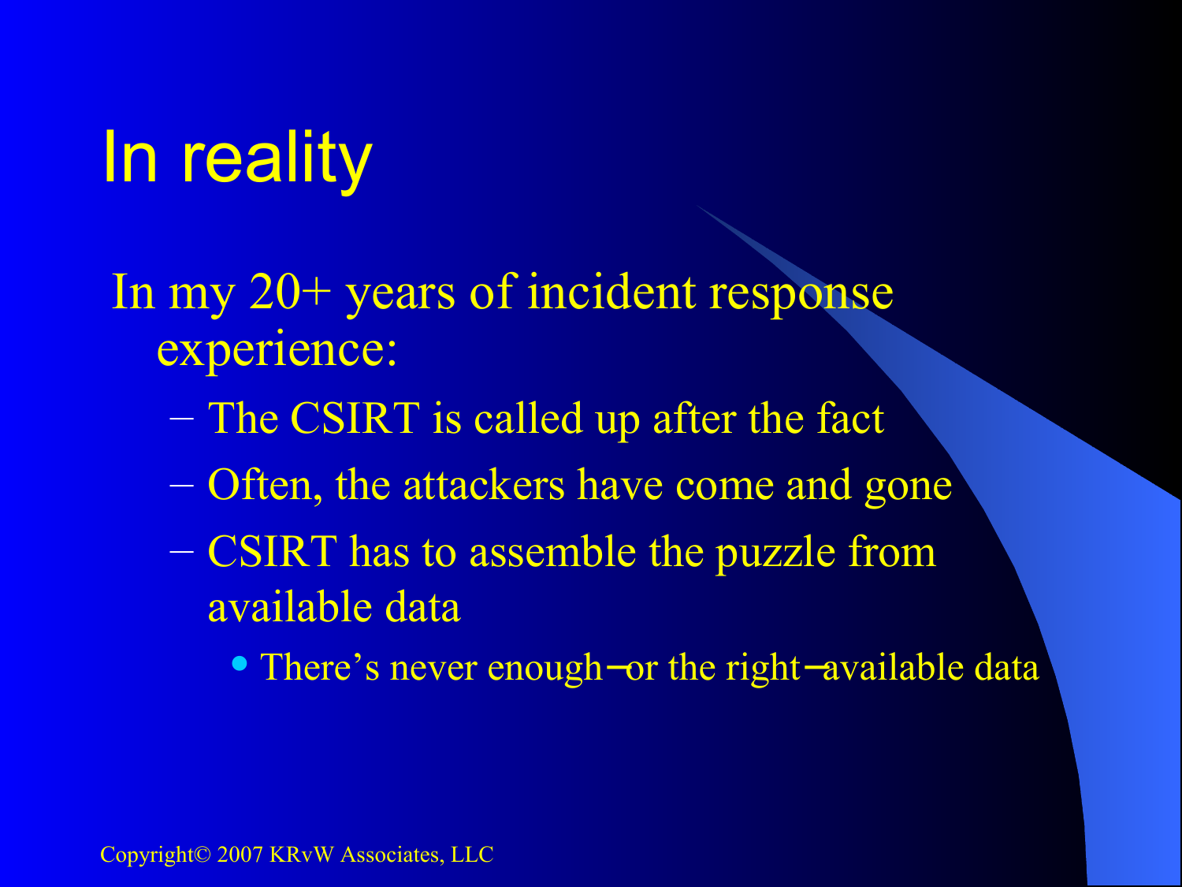# In reality

In my 20+ years of incident response experience:

- The CSIRT is called up after the fact
- Often, the attackers have come and gone
- CSIRT has to assemble the puzzle from available data
  - There's never enough—or the right—available data

Copyright© 2007 KRvW Associates, LLC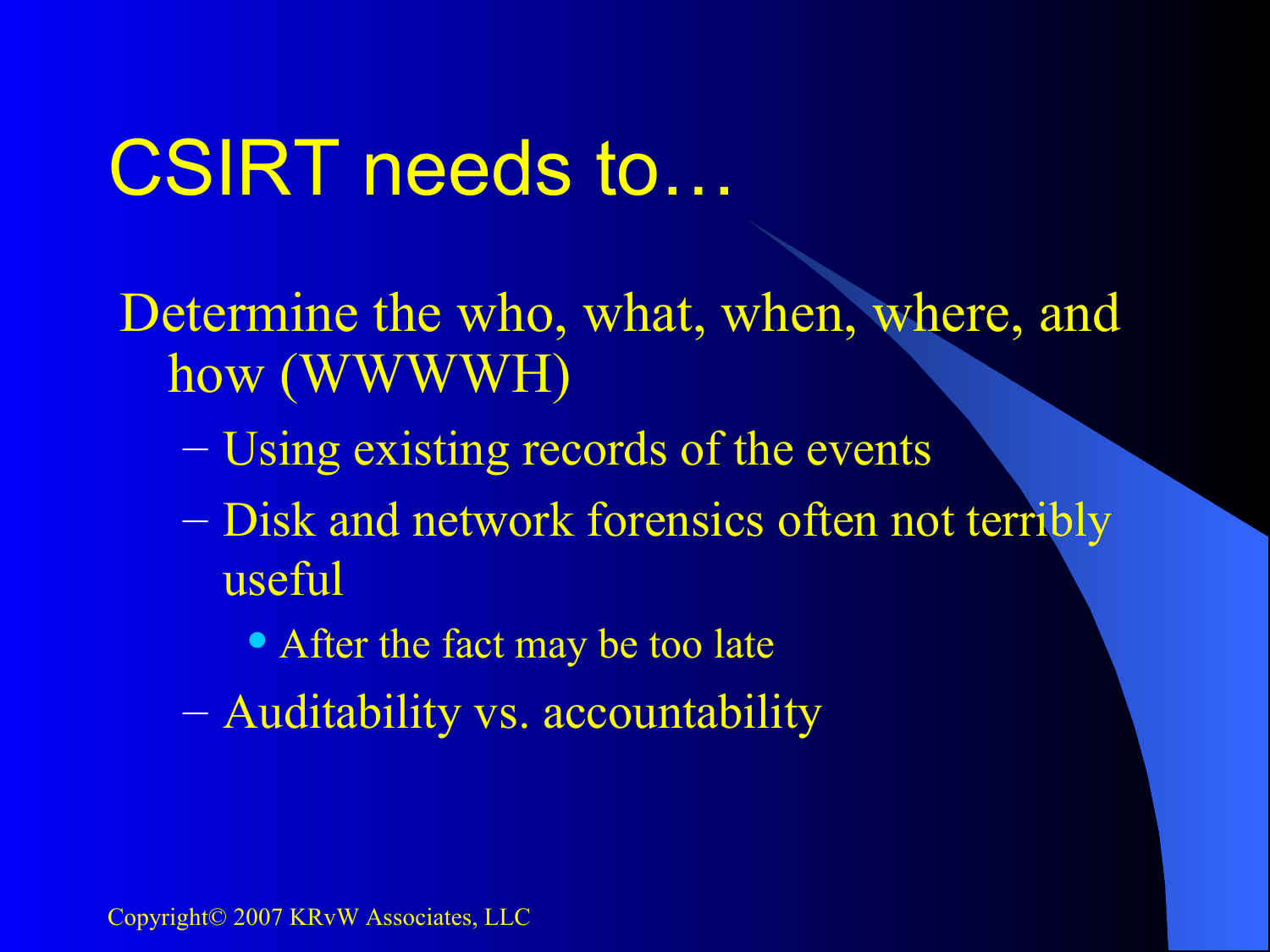# CSIRT needs to…

Determine the who, what, when, where, and how (WWWWH)

- Using existing records of the events
- Disk and network forensics often not terribly useful
  - After the fact may be too late
- Auditability vs. accountability

Copyright© 2007 KRvW Associates, LLC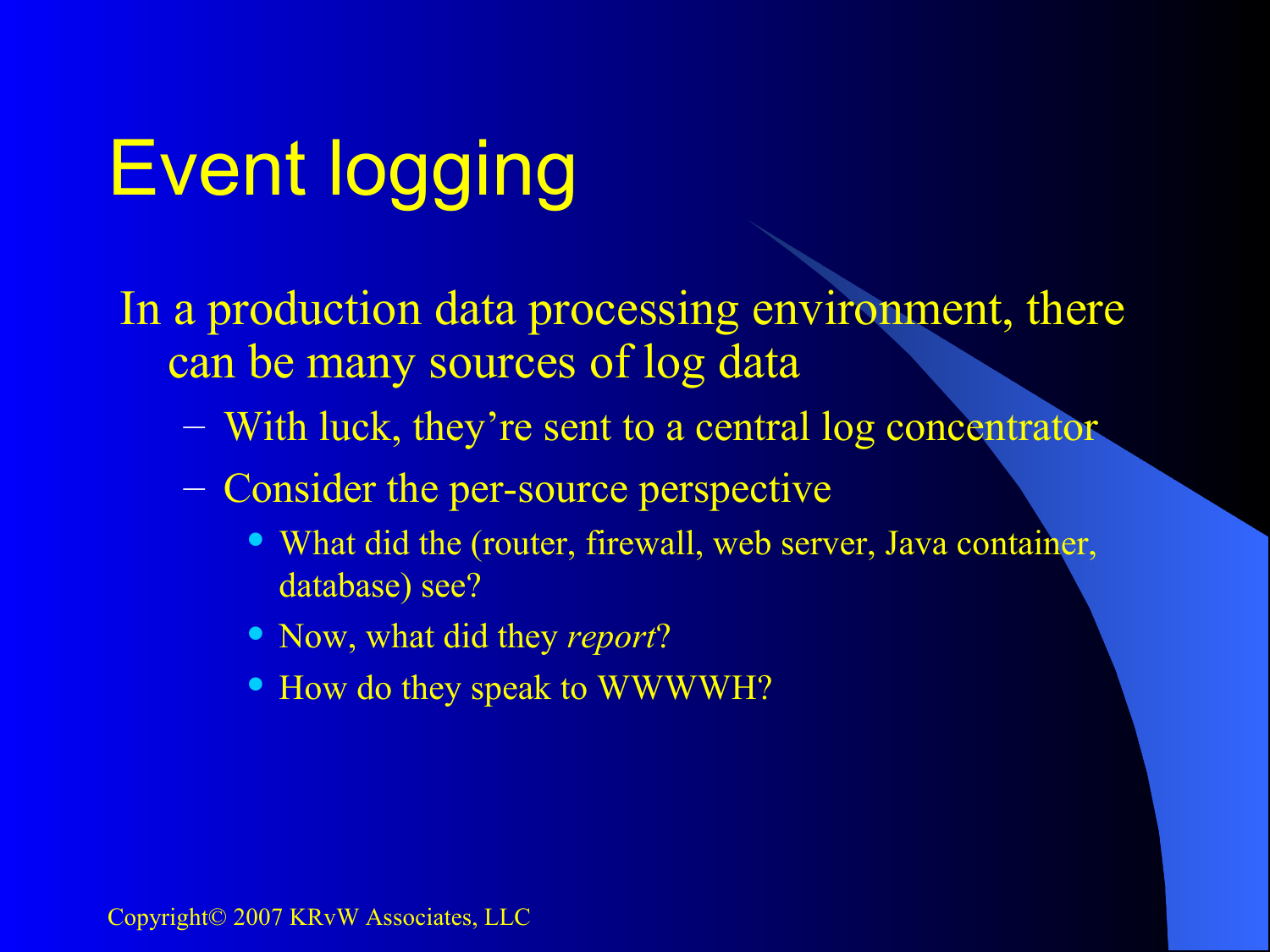# Event logging

In a production data processing environment, there can be many sources of log data

- With luck, they're sent to a central log concentrator
- Consider the per-source perspective
  - What did the (router, firewall, web server, Java container, database) see?
  - Now, what did they *report*?
  - How do they speak to WWWWH?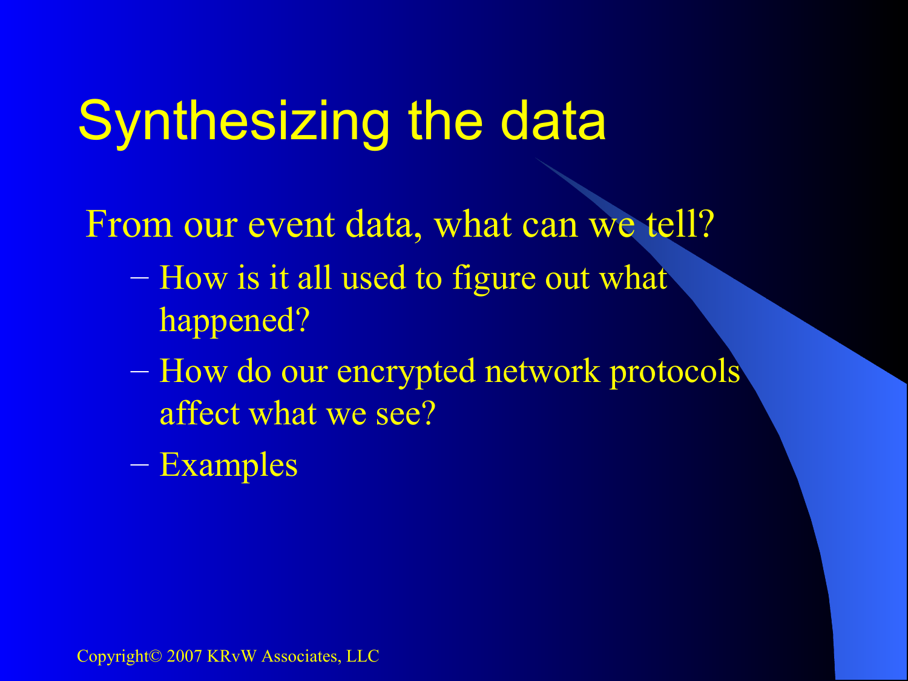# Synthesizing the data

From our event data, what can we tell?

- How is it all used to figure out what happened?
- How do our encrypted network protocols affect what we see?
- Examples

Copyright© 2007 KRvW Associates, LLC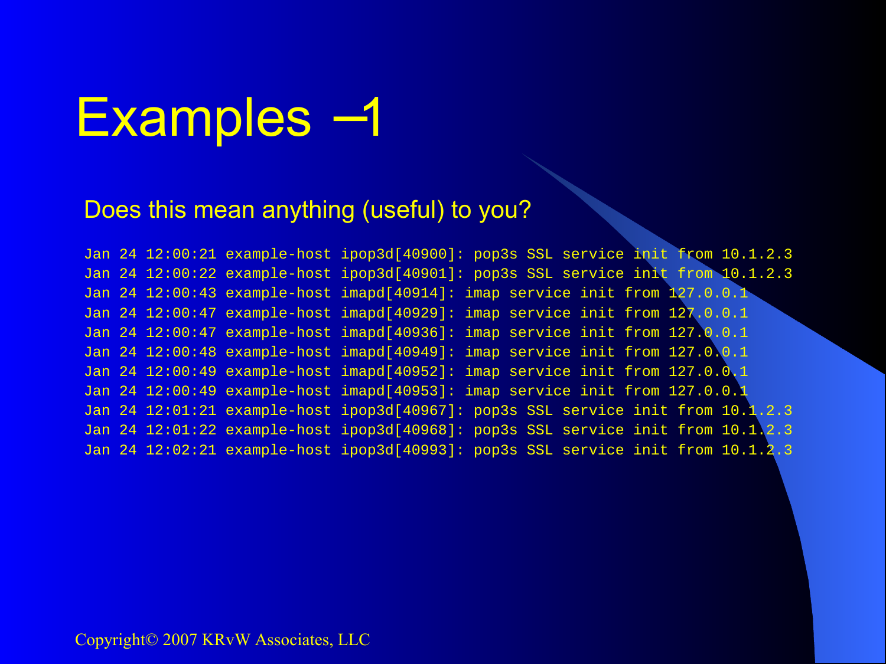# Examples –1

Does this mean anything (useful) to you?

```
Jan 24 12:00:21 example-host ipop3d[40900]: pop3s SSL service init from 10.1.2.3
Jan 24 12:00:22 example-host ipop3d[40901]: pop3s SSL service init from 10.1.2.3
Jan 24 12:00:43 example-host imapd[40914]: imap service init from 127.0.0.1
Jan 24 12:00:47 example-host imapd[40929]: imap service init from 127.0.0.1
Jan 24 12:00:47 example-host imapd[40936]: imap service init from 127.0.0.1
Jan 24 12:00:48 example-host imapd[40949]: imap service init from 127.0.0.1
Jan 24 12:00:49 example-host imapd[40952]: imap service init from 127.0.0.1
Jan 24 12:00:49 example-host imapd[40953]: imap service init from 127.0.0.1
Jan 24 12:01:21 example-host ipop3d[40967]: pop3s SSL service init from 10.1.2.3
Jan 24 12:01:22 example-host ipop3d[40968]: pop3s SSL service init from 10.1.2.3
Jan 24 12:02:21 example-host ipop3d[40993]: pop3s SSL service init from 10.1.2.3
```

Copyright© 2007 KRvW Associates, LLC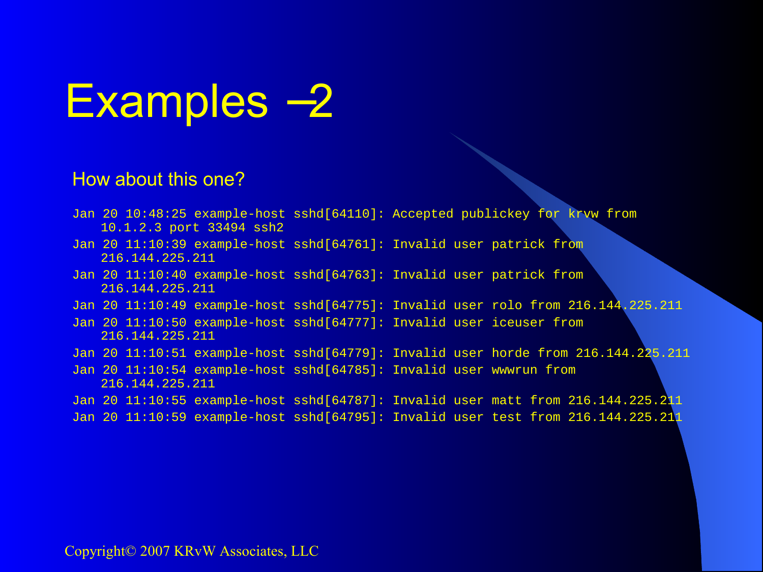# Examples –2

How about this one?

```
Jan 20 10:48:25 example-host sshd[64110]: Accepted publickey for krvw from
    10.1.2.3 port 33494 ssh2
Jan 20 11:10:39 example-host sshd[64761]: Invalid user patrick from
    216.144.225.211
Jan 20 11:10:40 example-host sshd[64763]: Invalid user patrick from
    216.144.225.211
Jan 20 11:10:49 example-host sshd[64775]: Invalid user rolo from 216.144.225.211
Jan 20 11:10:50 example-host sshd[64777]: Invalid user iceuser from
    216.144.225.211
Jan 20 11:10:51 example-host sshd[64779]: Invalid user horde from 216.144.225.211
Jan 20 11:10:54 example-host sshd[64785]: Invalid user wwwrun from
    216.144.225.211
Jan 20 11:10:55 example-host sshd[64787]: Invalid user matt from 216.144.225.211
Jan 20 11:10:59 example-host sshd[64795]: Invalid user test from 216.144.225.211
```

Copyright© 2007 KRvW Associates, LLC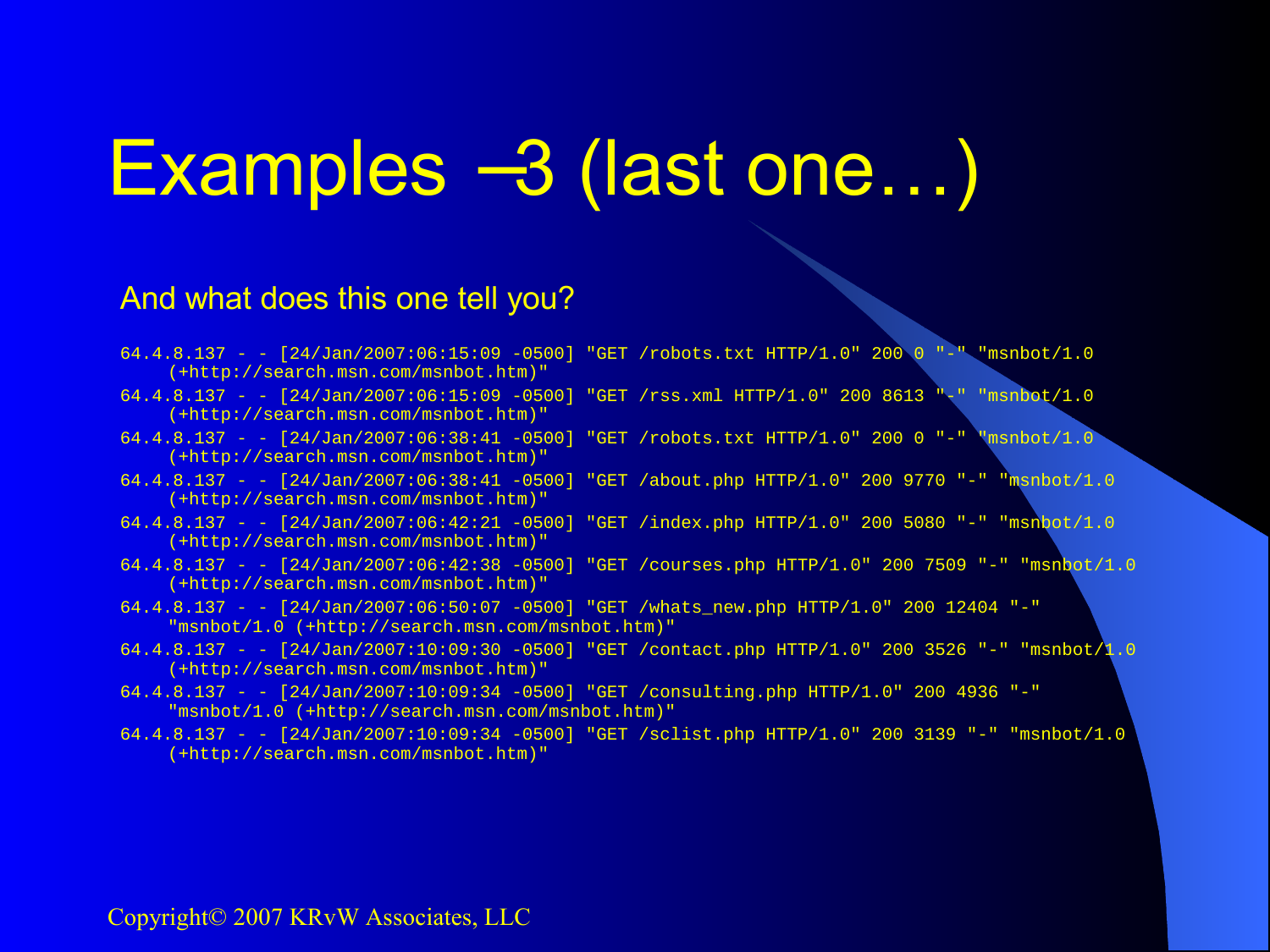# Examples –3 (last one…)

And what does this one tell you?

```
64.4.8.137 - - [24/Jan/2007:06:15:09 -0500] "GET /robots.txt HTTP/1.0" 200 0 "-" "msnbot/1.0
    (+http://search.msn.com/msnbot.htm)"
64.4.8.137 - - [24/Jan/2007:06:15:09 -0500] "GET /rss.xml HTTP/1.0" 200 8613 "-" "msnbot/1.0
    (+http://search.msn.com/msnbot.htm)"
64.4.8.137 - - [24/Jan/2007:06:38:41 -0500] "GET /robots.txt HTTP/1.0" 200 0 "-" "msnbot/1.0
    (+http://search.msn.com/msnbot.htm)"
64.4.8.137 - - [24/Jan/2007:06:38:41 -0500] "GET /about.php HTTP/1.0" 200 9770 "-" "msnbot/1.0
    (+http://search.msn.com/msnbot.htm)"
64.4.8.137 - - [24/Jan/2007:06:42:21 -0500] "GET /index.php HTTP/1.0" 200 5080 "-" "msnbot/1.0
    (+http://search.msn.com/msnbot.htm)"
64.4.8.137 - - [24/Jan/2007:06:42:38 -0500] "GET /courses.php HTTP/1.0" 200 7509 "-" "msnbot/1.0
    (+http://search.msn.com/msnbot.htm)"
64.4.8.137 - - [24/Jan/2007:06:50:07 -0500] "GET /whats_new.php HTTP/1.0" 200 12404 "-"
    "msnbot/1.0 (+http://search.msn.com/msnbot.htm)"
64.4.8.137 - - [24/Jan/2007:10:09:30 -0500] "GET /contact.php HTTP/1.0" 200 3526 "-" "msnbot/1.0
    (+http://search.msn.com/msnbot.htm)"
64.4.8.137 - - [24/Jan/2007:10:09:34 -0500] "GET /consulting.php HTTP/1.0" 200 4936 "-"
    "msnbot/1.0 (+http://search.msn.com/msnbot.htm)"
64.4.8.137 - - [24/Jan/2007:10:09:34 -0500] "GET /sclist.php HTTP/1.0" 200 3139 "-" "msnbot/1.0
    (+http://search.msn.com/msnbot.htm)"
```

Copyright© 2007 KRvW Associates, LLC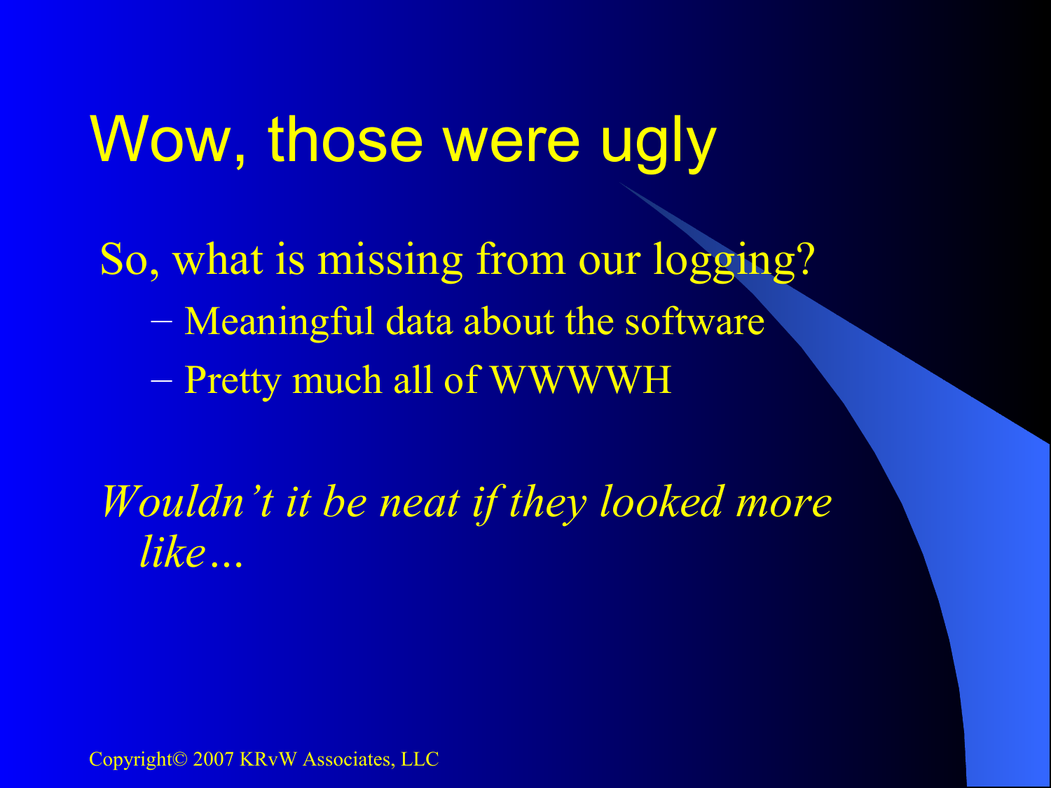# Wow, those were ugly

So, what is missing from our logging?

- Meaningful data about the software
- Pretty much all of WWWWH

*Wouldn’t it be neat if they looked more like…*

Copyright© 2007 KRvW Associates, LLC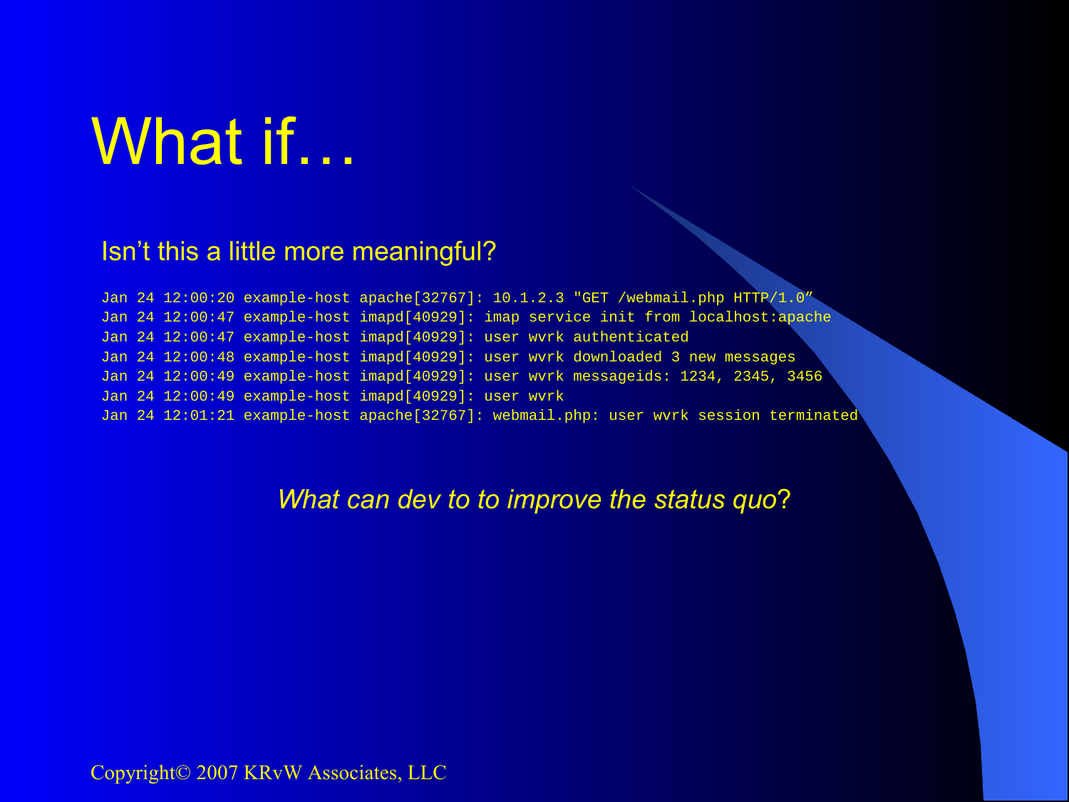# What if…

Isn’t this a little more meaningful?

```
Jan 24 12:00:20 example-host apache[32767]: 10.1.2.3 "GET /webmail.php HTTP/1.0”
Jan 24 12:00:47 example-host imapd[40929]: imap service init from localhost:apache
Jan 24 12:00:47 example-host imapd[40929]: user wvrk authenticated
Jan 24 12:00:48 example-host imapd[40929]: user wvrk downloaded 3 new messages
Jan 24 12:00:49 example-host imapd[40929]: user wvrk messageids: 1234, 2345, 3456
Jan 24 12:00:49 example-host imapd[40929]: user wvrk
Jan 24 12:01:21 example-host apache[32767]: webmail.php: user wvrk session terminated
```

*What can dev to to improve the status quo?*

Copyright© 2007 KRvW Associates, LLC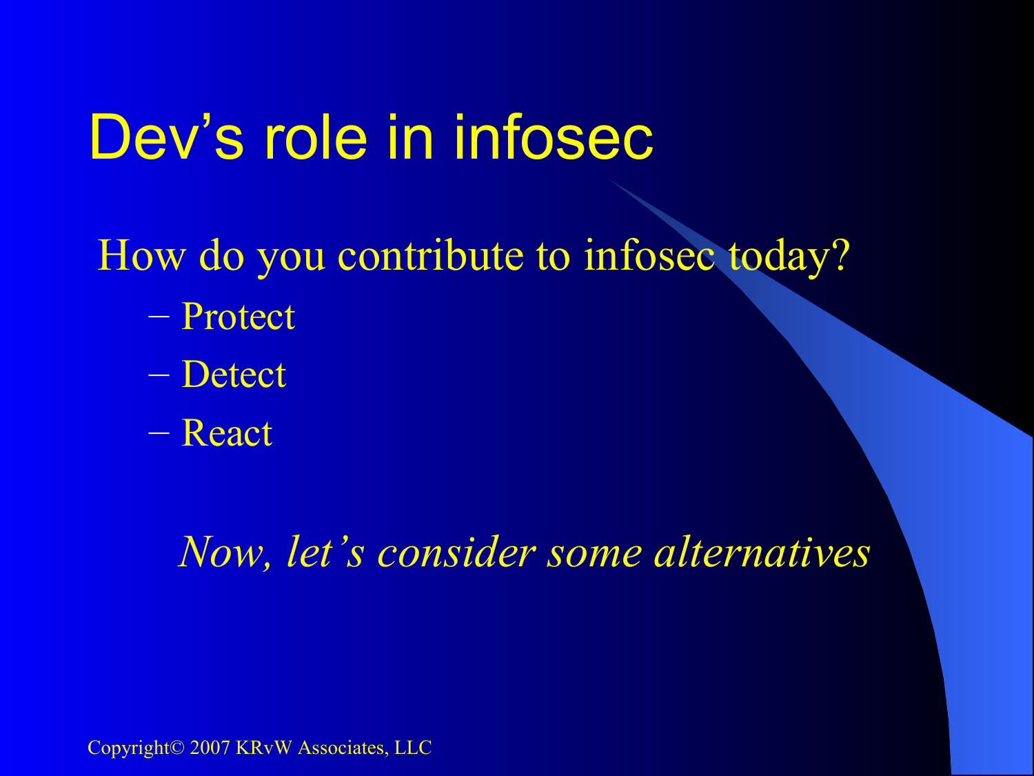# Dev’s role in infosec

How do you contribute to infosec today?

- Protect
- Detect
- React

*Now, let’s consider some alternatives*

Copyright© 2007 KRvW Associates, LLC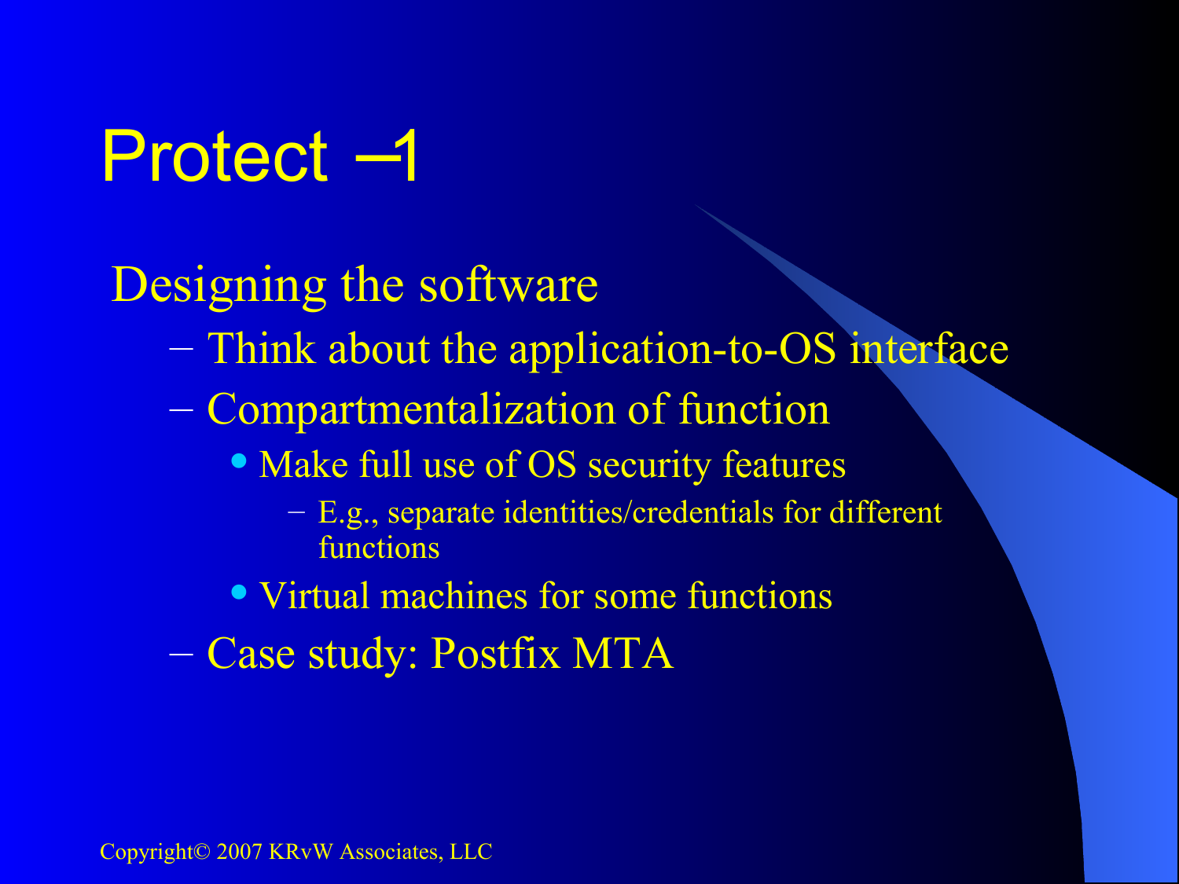# Protect –1

Designing the software

- Think about the application-to-OS interface
- Compartmentalization of function
  - Make full use of OS security features
    - E.g., separate identities/credentials for different functions
  - Virtual machines for some functions
- Case study: Postfix MTA

Copyright© 2007 KRvW Associates, LLC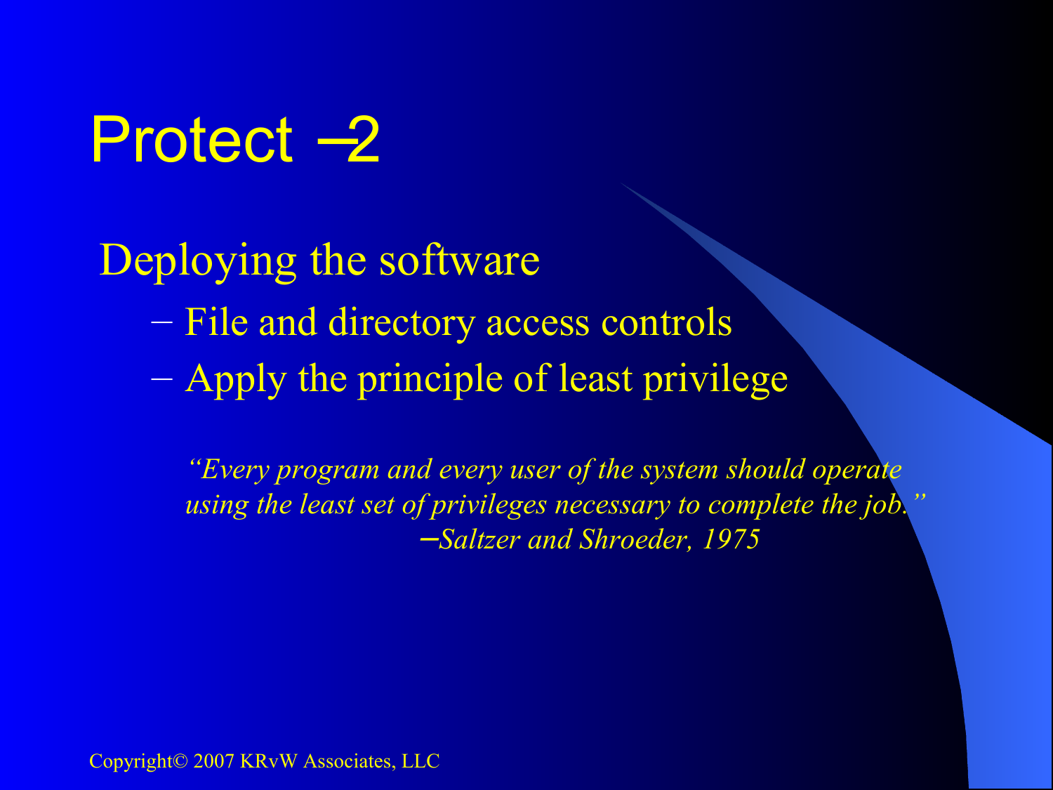# Protect –2

Deploying the software

- File and directory access controls
- Apply the principle of least privilege

> *"Every program and every user of the system should operate using the least set of privileges necessary to complete the job."*
> *–Saltzer and Shroeder, 1975*

Copyright© 2007 KRvW Associates, LLC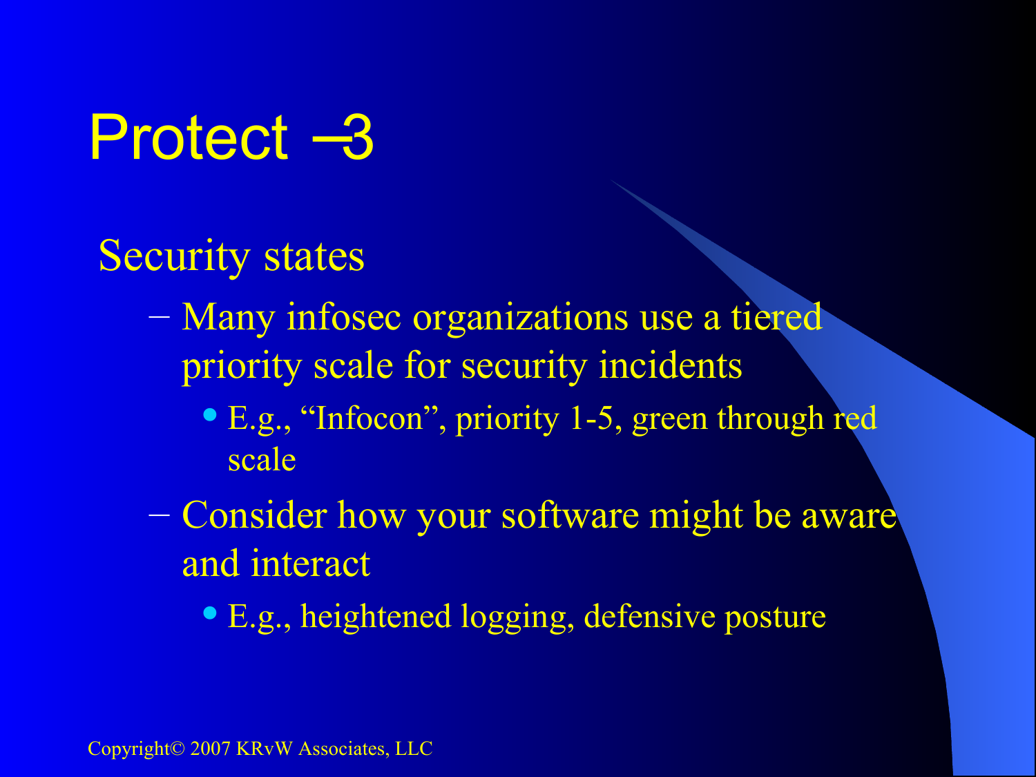# Protect –3

Security states

- Many infosec organizations use a tiered priority scale for security incidents
  - E.g., “Infocon”, priority 1-5, green through red scale
- Consider how your software might be aware and interact
  - E.g., heightened logging, defensive posture

Copyright© 2007 KRvW Associates, LLC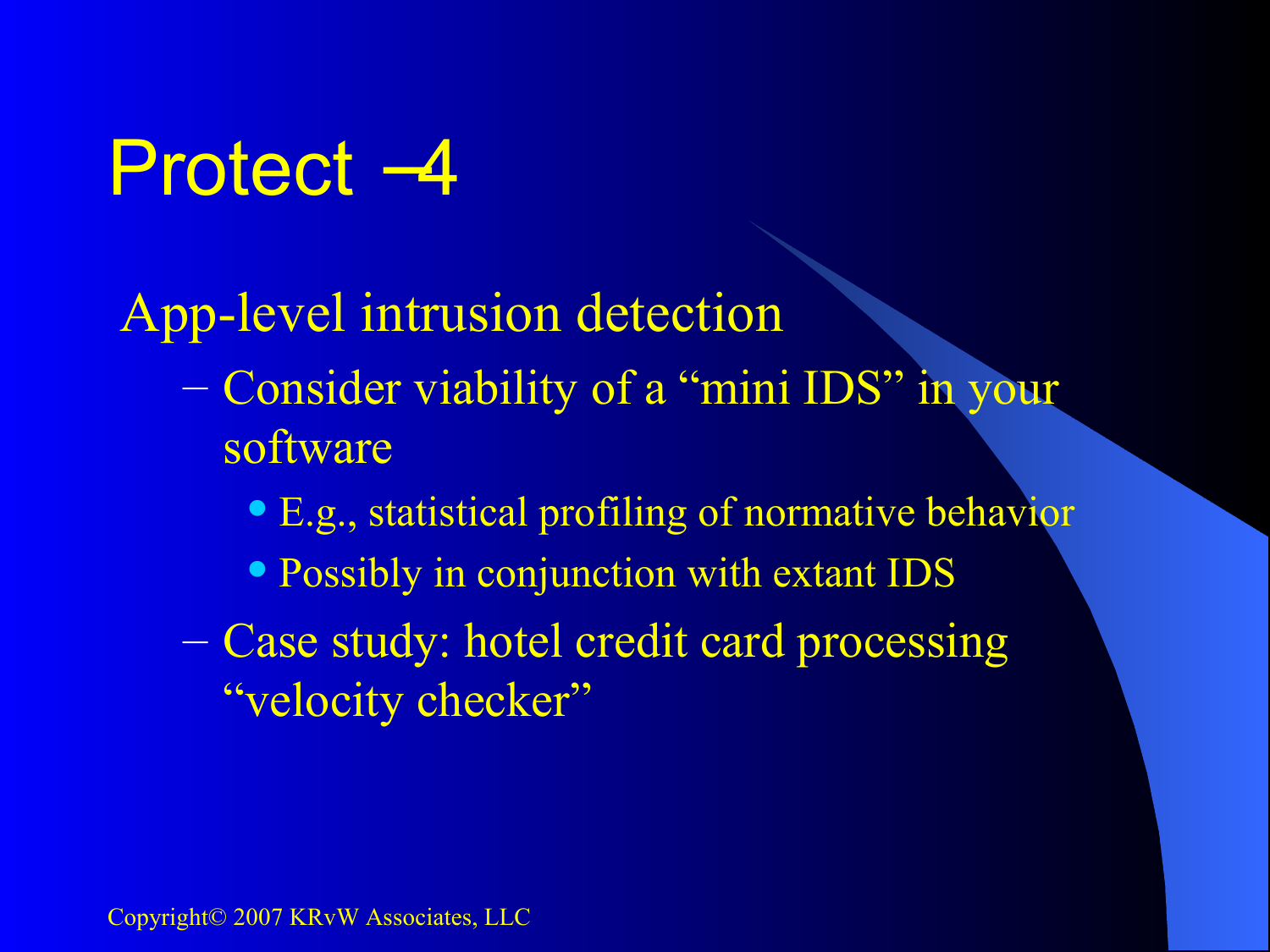# Protect – 4

App-level intrusion detection

- Consider viability of a "mini IDS" in your software
  - E.g., statistical profiling of normative behavior
  - Possibly in conjunction with extant IDS
- Case study: hotel credit card processing "velocity checker"

Copyright© 2007 KRvW Associates, LLC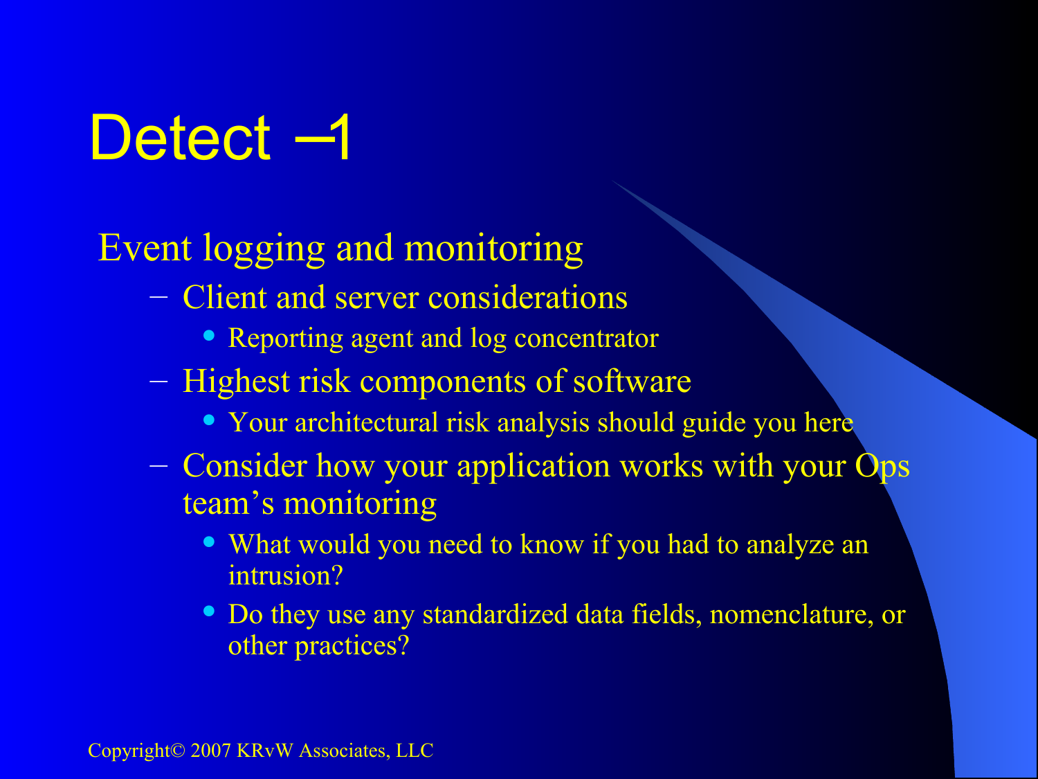# Detect –1

Event logging and monitoring

- Client and server considerations
  - Reporting agent and log concentrator
- Highest risk components of software
  - Your architectural risk analysis should guide you here
- Consider how your application works with your Ops team's monitoring
  - What would you need to know if you had to analyze an intrusion?
  - Do they use any standardized data fields, nomenclature, or other practices?

Copyright© 2007 KRvW Associates, LLC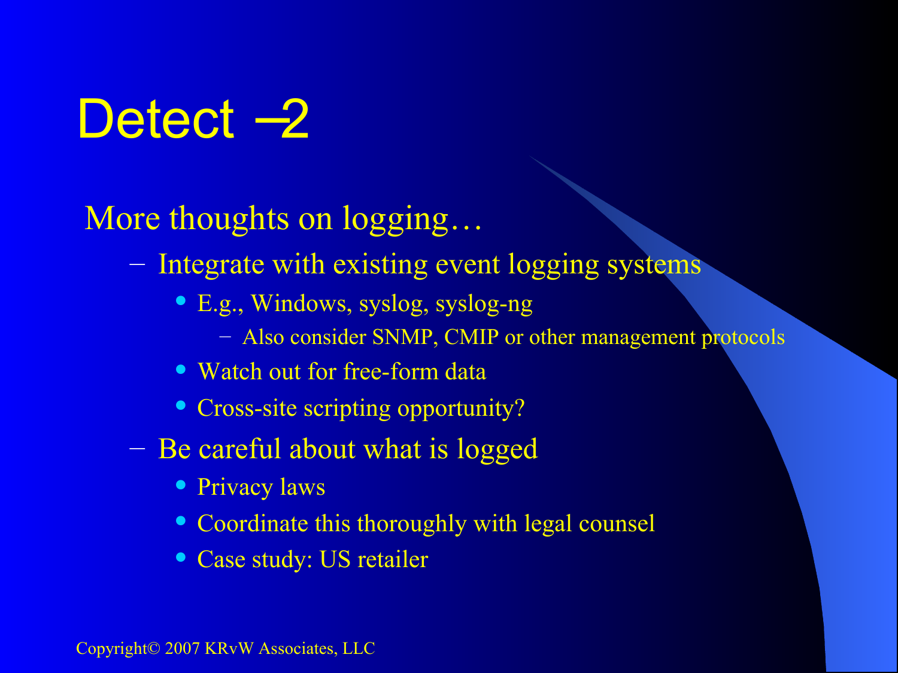# Detect –2

More thoughts on logging…

- Integrate with existing event logging systems
  - E.g., Windows, syslog, syslog-ng
    - Also consider SNMP, CMIP or other management protocols
  - Watch out for free-form data
  - Cross-site scripting opportunity?
- Be careful about what is logged
  - Privacy laws
  - Coordinate this thoroughly with legal counsel
  - Case study: US retailer

Copyright© 2007 KRvW Associates, LLC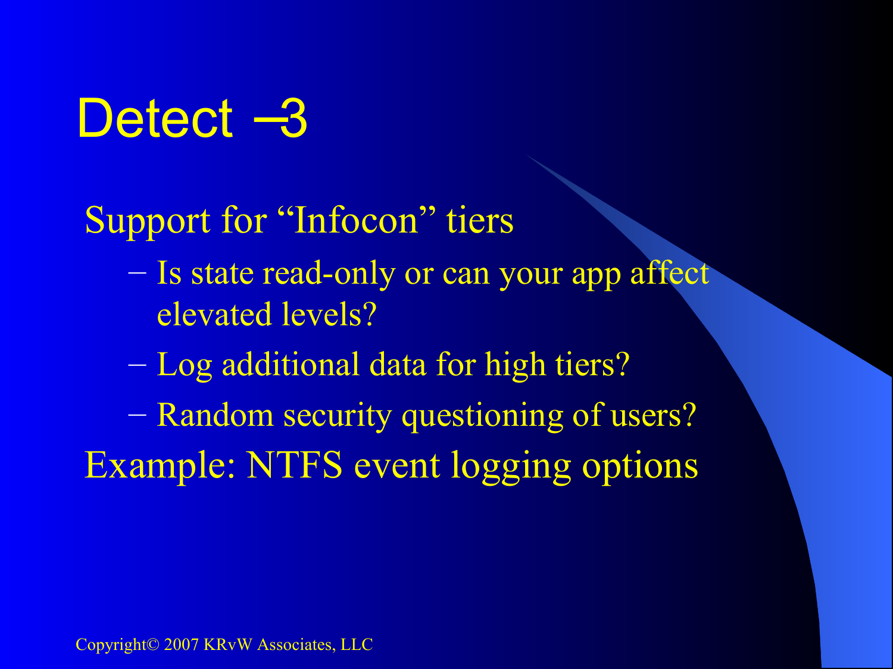# Detect –3

- Support for "Infocon" tiers
  - Is state read-only or can your app affect elevated levels?
  - Log additional data for high tiers?
  - Random security questioning of users?
- Example: NTFS event logging options

Copyright© 2007 KRvW Associates, LLC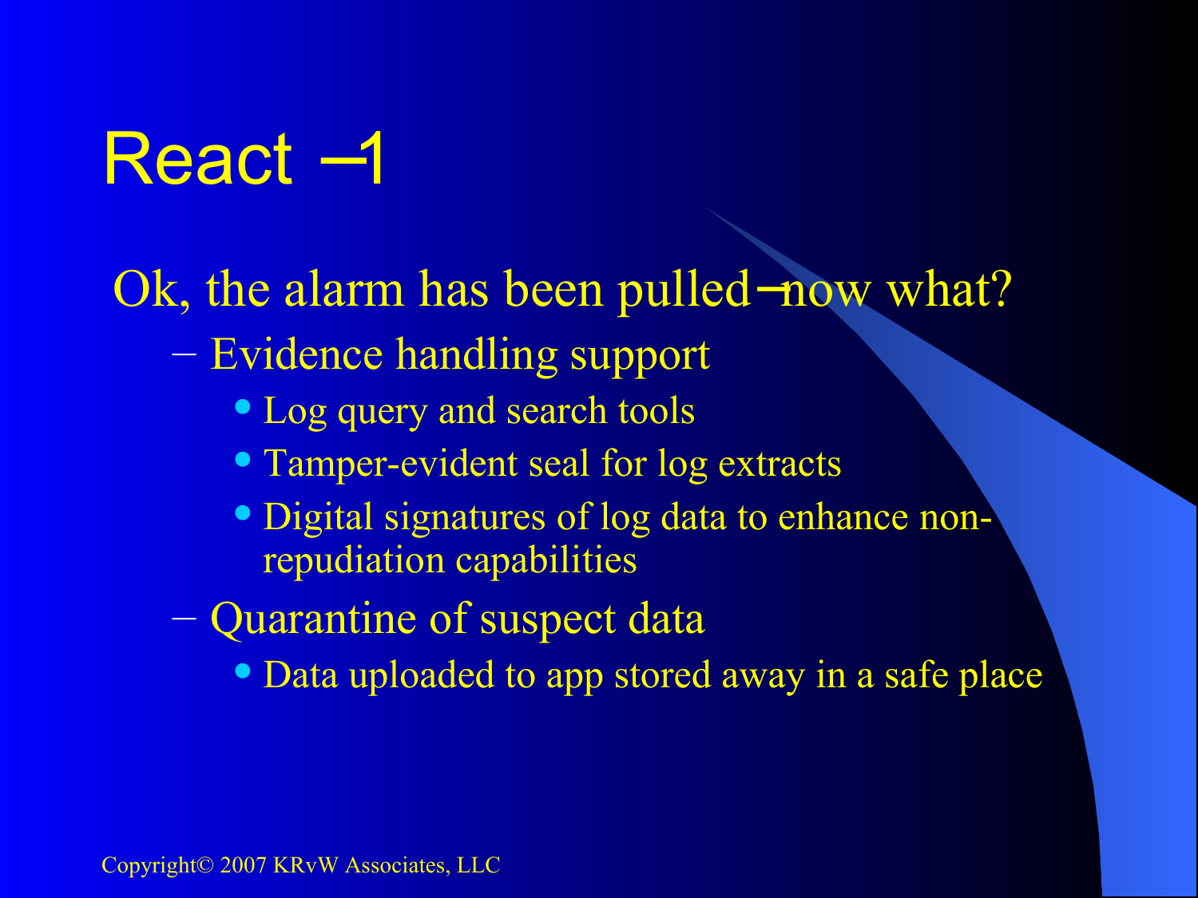# React –1

Ok, the alarm has been pulled–now what?

- Evidence handling support
  - Log query and search tools
  - Tamper-evident seal for log extracts
  - Digital signatures of log data to enhance non-repudiation capabilities
- Quarantine of suspect data
  - Data uploaded to app stored away in a safe place

Copyright© 2007 KRvW Associates, LLC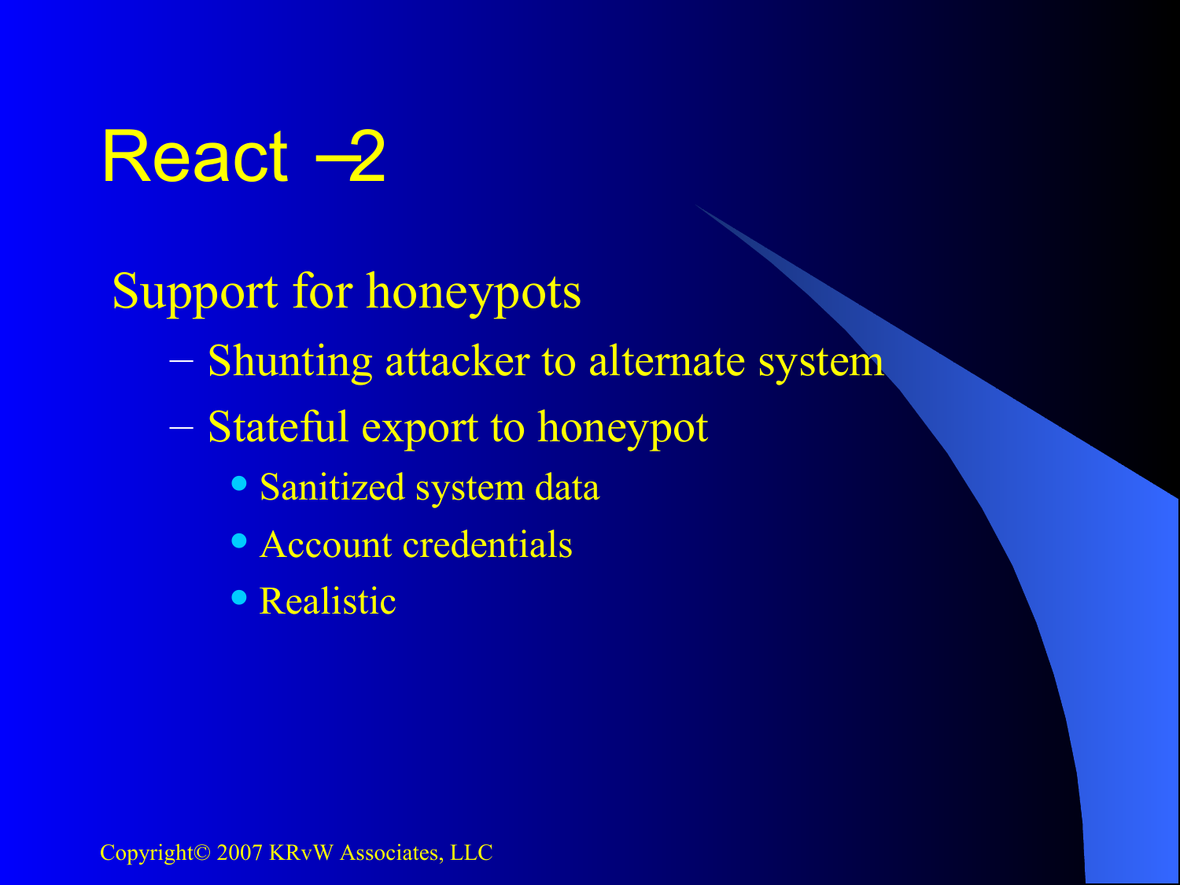# React – 2

- Support for honeypots
  - Shunting attacker to alternate system
  - Stateful export to honeypot
    - Sanitized system data
    - Account credentials
    - Realistic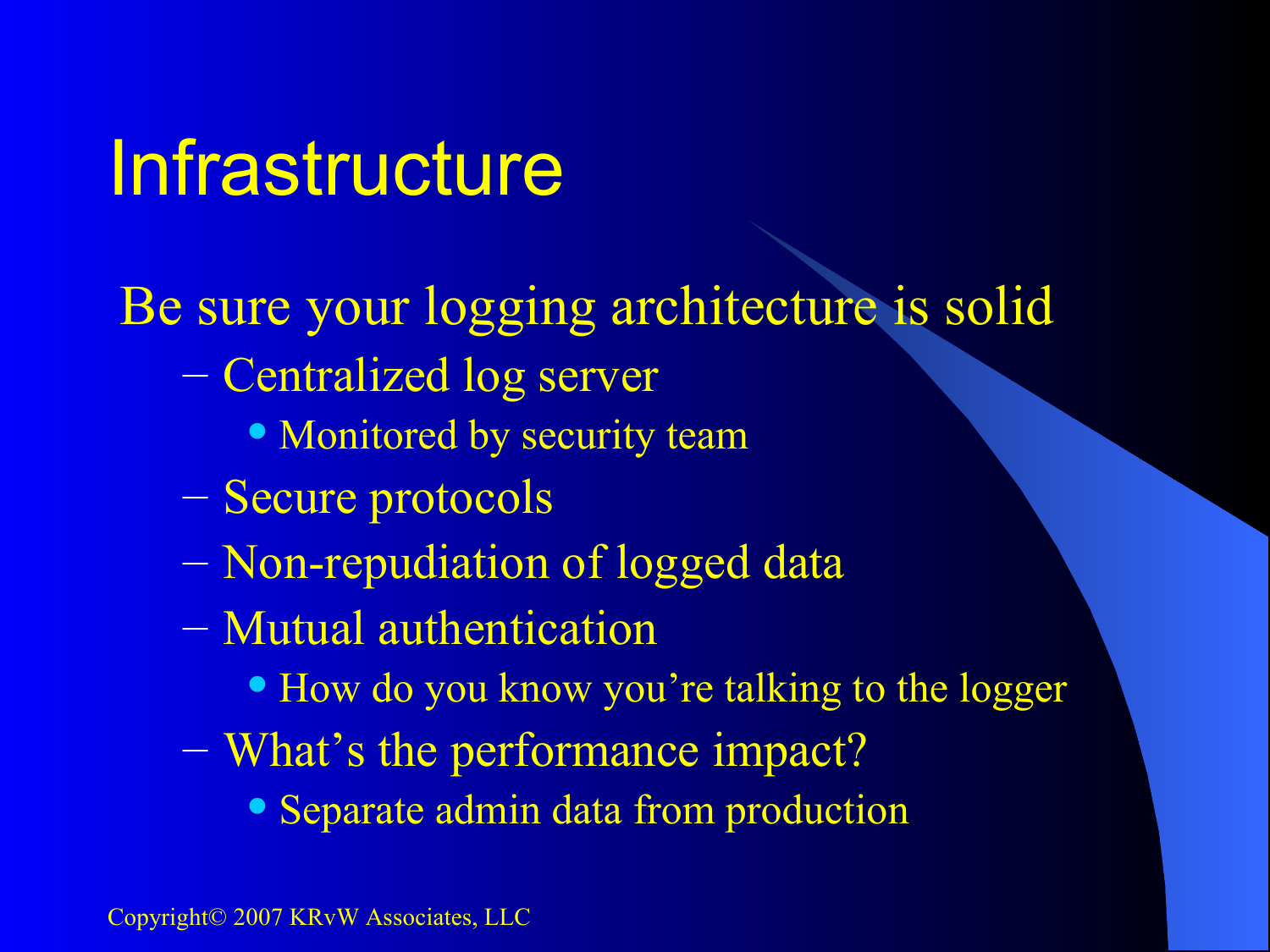# Infrastructure

Be sure your logging architecture is solid

- Centralized log server
  - Monitored by security team
- Secure protocols
- Non-repudiation of logged data
- Mutual authentication
  - How do you know you're talking to the logger
- What's the performance impact?
  - Separate admin data from production

Copyright© 2007 KRvW Associates, LLC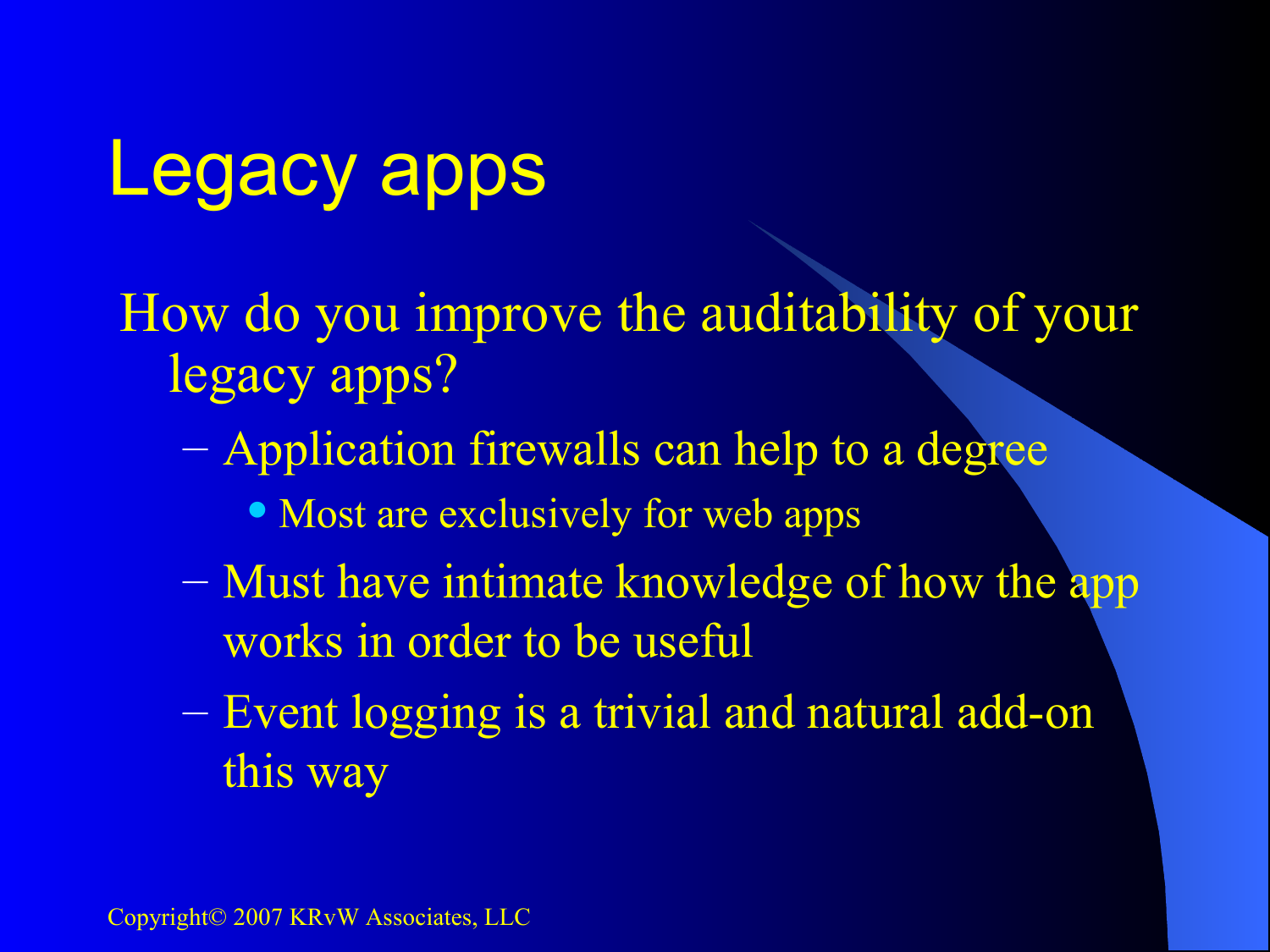# Legacy apps

How do you improve the auditability of your legacy apps?

- Application firewalls can help to a degree
  - Most are exclusively for web apps
- Must have intimate knowledge of how the app works in order to be useful
- Event logging is a trivial and natural add-on this way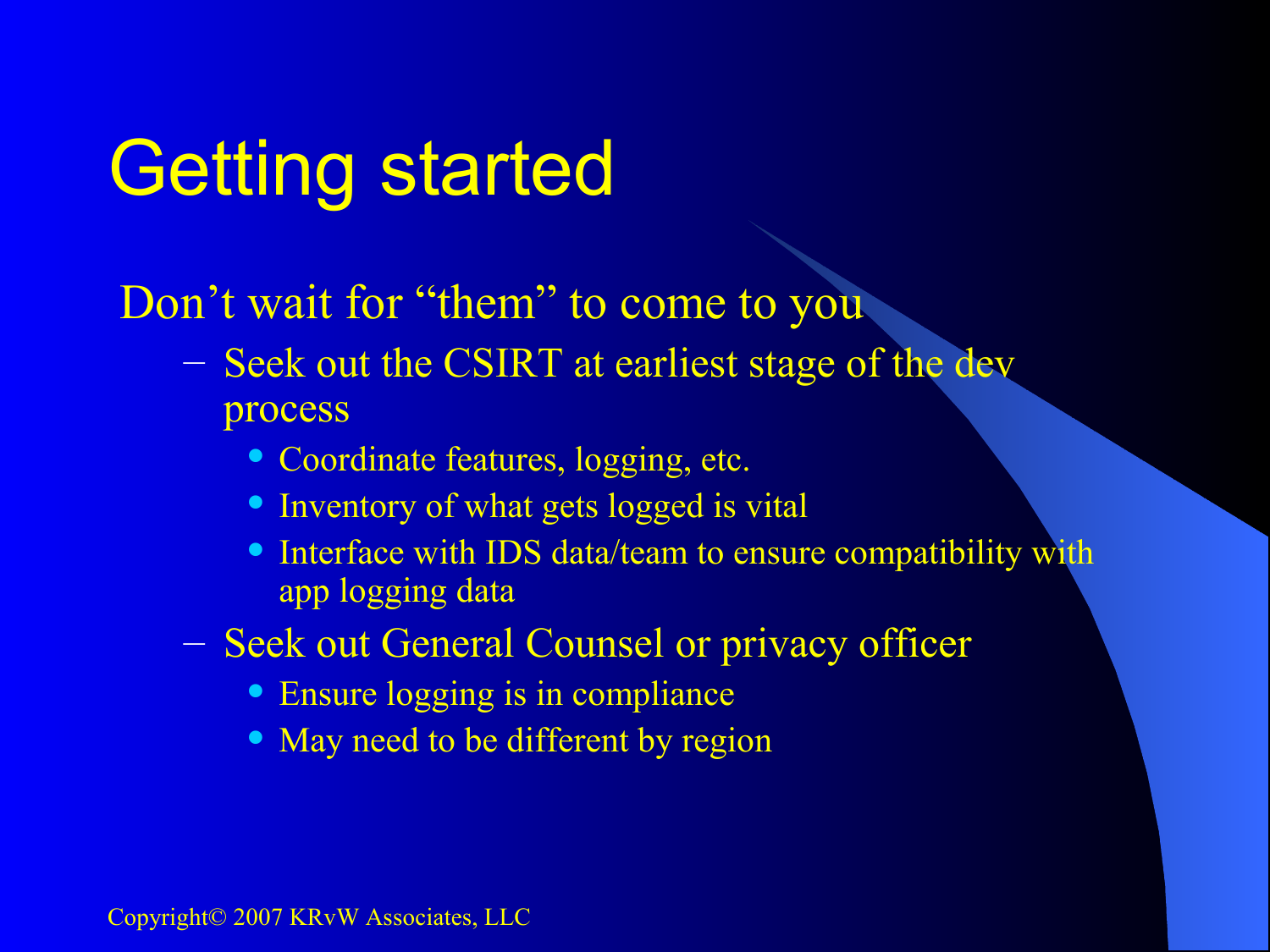# Getting started

Don't wait for "them" to come to you

- Seek out the CSIRT at earliest stage of the dev process
  - Coordinate features, logging, etc.
  - Inventory of what gets logged is vital
  - Interface with IDS data/team to ensure compatibility with app logging data
- Seek out General Counsel or privacy officer
  - Ensure logging is in compliance
  - May need to be different by region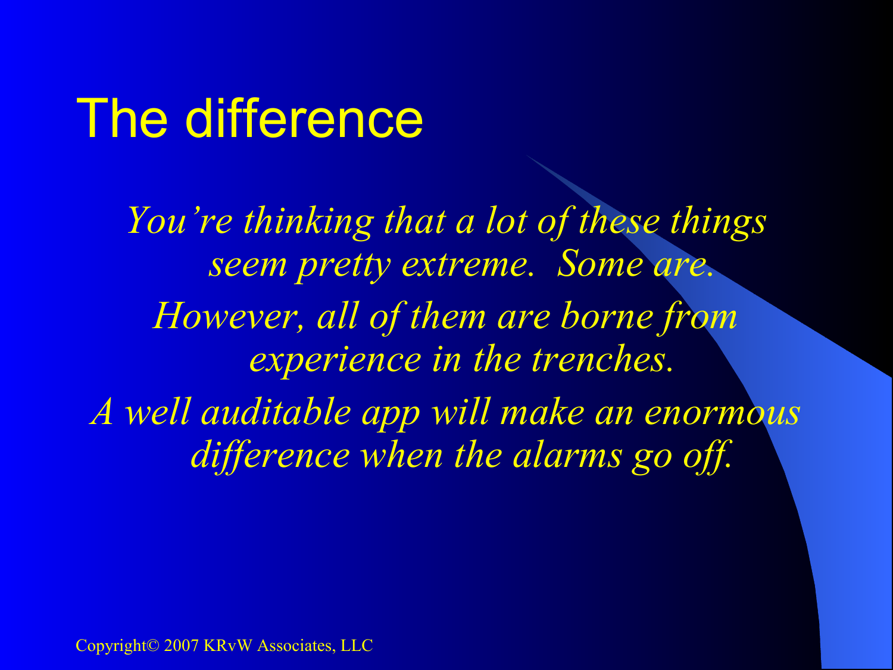# The difference

*You're thinking that a lot of these things seem pretty extreme. Some are.*

*However, all of them are borne from experience in the trenches.*

*A well auditable app will make an enormous difference when the alarms go off.*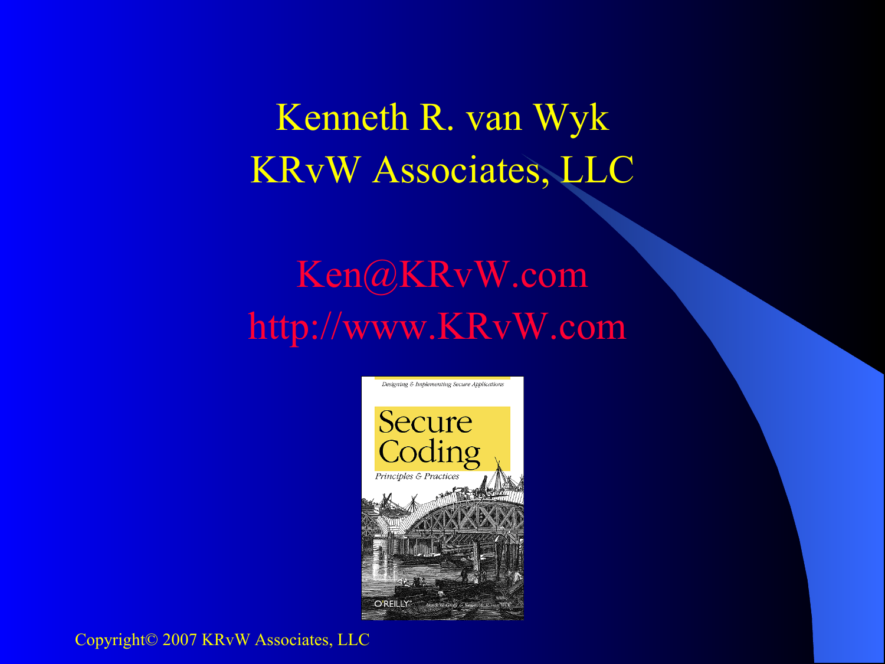Kenneth R. van Wyk
KRvW Associates, LLC

Ken@KRvW.com
http://www.KRvW.com

Copyright© 2007 KRvW Associates, LLC